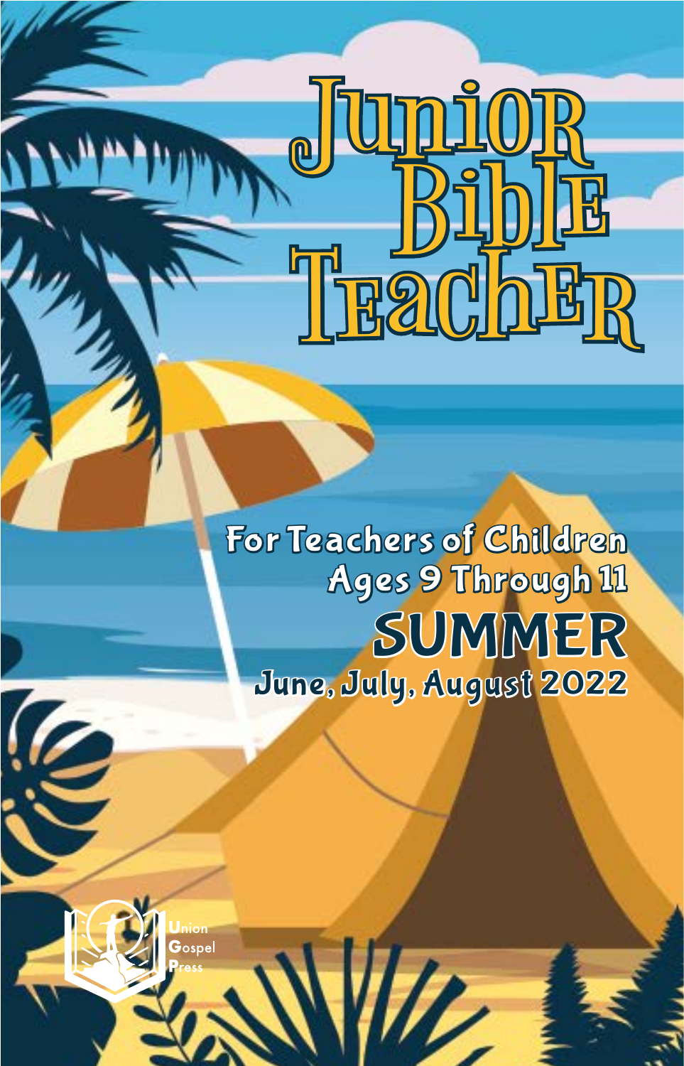# Junior Bible Teacher

For Teachers of Children Ages 9 Through 11

## SUMMER

June, July, August 2022

Union Gospel Press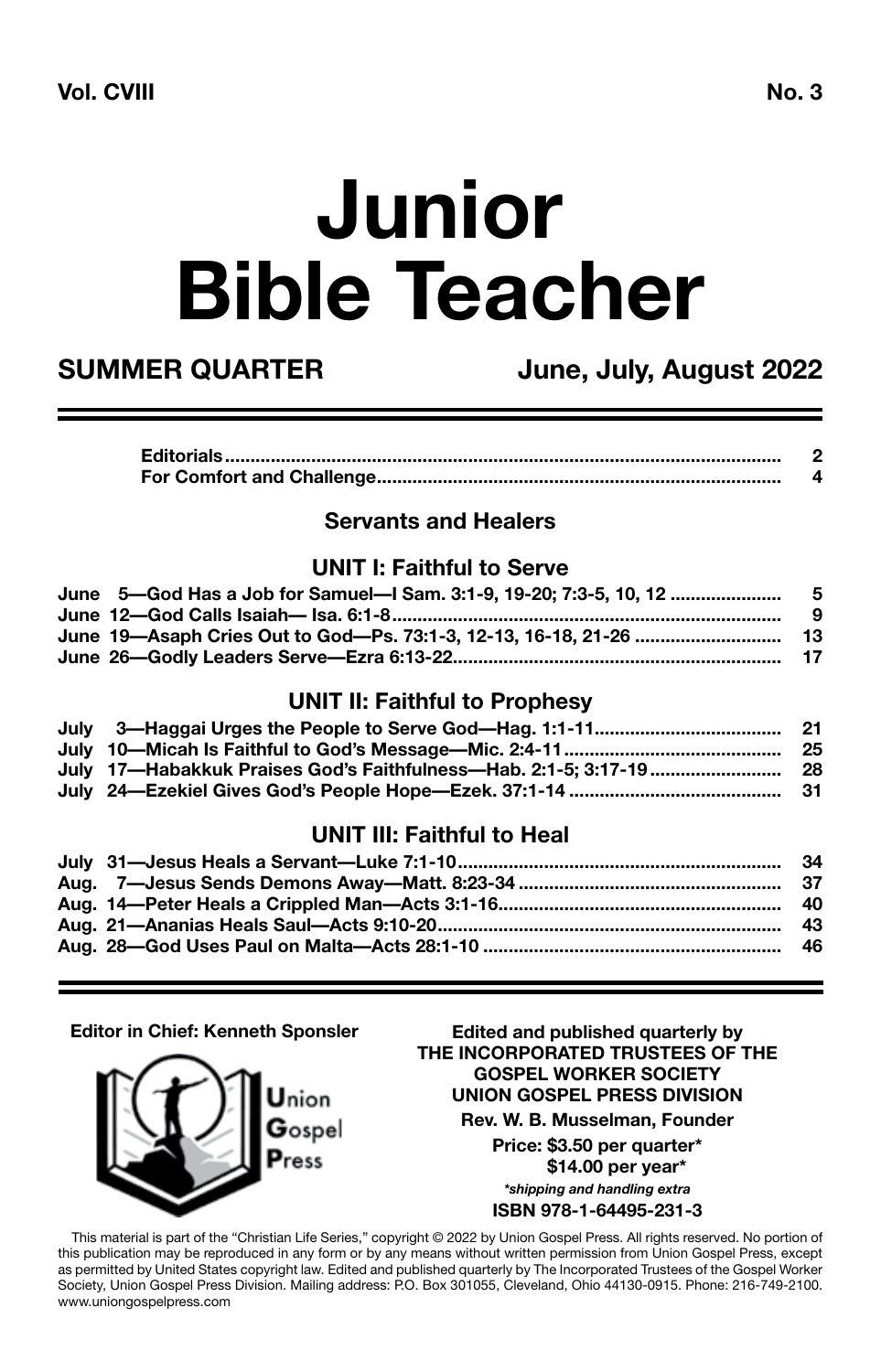**Vol. CVIII** **No. 3**

# Junior Bible Teacher

**SUMMER QUARTER** **June, July, August 2022**

| | |
|---|---|
| Editorials | 2 |
| For Comfort and Challenge | 4 |

## Servants and Healers

### UNIT I: Faithful to Serve

| | |
|---|---|
| June 5—God Has a Job for Samuel—I Sam. 3:1-9, 19-20; 7:3-5, 10, 12 | 5 |
| June 12—God Calls Isaiah— Isa. 6:1-8 | 9 |
| June 19—Asaph Cries Out to God—Ps. 73:1-3, 12-13, 16-18, 21-26 | 13 |
| June 26—Godly Leaders Serve—Ezra 6:13-22 | 17 |

### UNIT II: Faithful to Prophesy

| | |
|---|---|
| July 3—Haggai Urges the People to Serve God—Hag. 1:1-11 | 21 |
| July 10—Micah Is Faithful to God's Message—Mic. 2:4-11 | 25 |
| July 17—Habakkuk Praises God's Faithfulness—Hab. 2:1-5; 3:17-19 | 28 |
| July 24—Ezekiel Gives God's People Hope—Ezek. 37:1-14 | 31 |

### UNIT III: Faithful to Heal

| | |
|---|---|
| July 31—Jesus Heals a Servant—Luke 7:1-10 | 34 |
| Aug. 7—Jesus Sends Demons Away—Matt. 8:23-34 | 37 |
| Aug. 14—Peter Heals a Crippled Man—Acts 3:1-16 | 40 |
| Aug. 21—Ananias Heals Saul—Acts 9:10-20 | 43 |
| Aug. 28—God Uses Paul on Malta—Acts 28:1-10 | 46 |

**Editor in Chief: Kenneth Sponsler**

Union Gospel Press

**Edited and published quarterly by**
**THE INCORPORATED TRUSTEES OF THE GOSPEL WORKER SOCIETY**
**UNION GOSPEL PRESS DIVISION**
**Rev. W. B. Musselman, Founder**
**Price: $3.50 per quarter***
**$14.00 per year***
***shipping and handling extra***
**ISBN 978-1-64495-231-3**

This material is part of the "Christian Life Series," copyright © 2022 by Union Gospel Press. All rights reserved. No portion of this publication may be reproduced in any form or by any means without written permission from Union Gospel Press, except as permitted by United States copyright law. Edited and published quarterly by The Incorporated Trustees of the Gospel Worker Society, Union Gospel Press Division. Mailing address: P.O. Box 301055, Cleveland, Ohio 44130-0915. Phone: 216-749-2100. www.uniongospelpress.com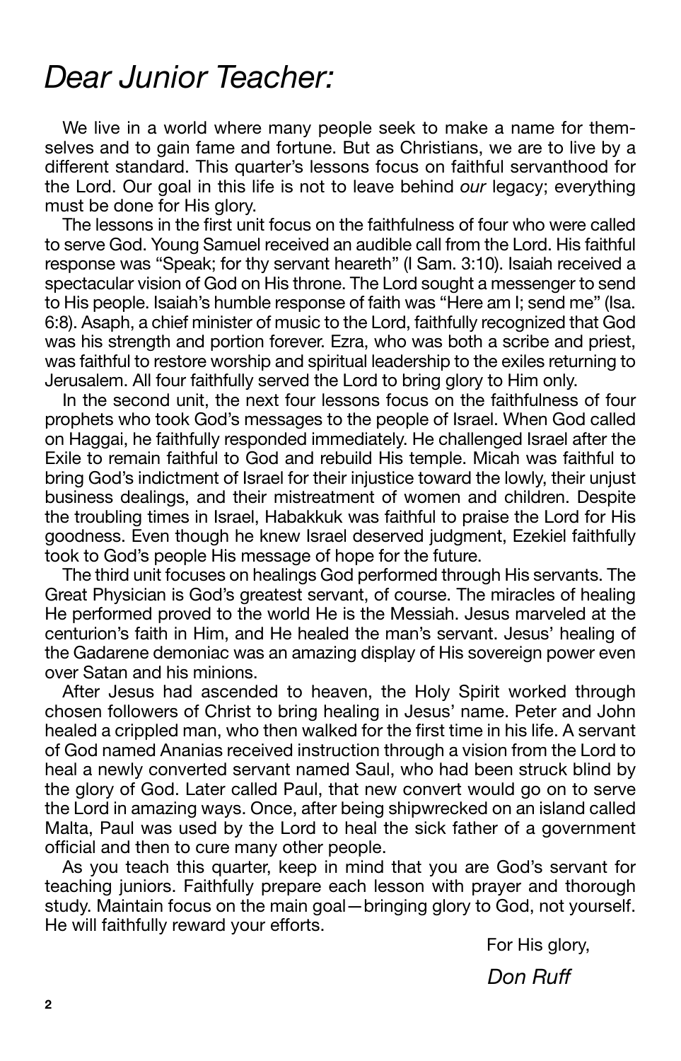# *Dear Junior Teacher:*

We live in a world where many people seek to make a name for themselves and to gain fame and fortune. But as Christians, we are to live by a different standard. This quarter's lessons focus on faithful servanthood for the Lord. Our goal in this life is not to leave behind *our* legacy; everything must be done for His glory.

The lessons in the first unit focus on the faithfulness of four who were called to serve God. Young Samuel received an audible call from the Lord. His faithful response was "Speak; for thy servant heareth" (I Sam. 3:10). Isaiah received a spectacular vision of God on His throne. The Lord sought a messenger to send to His people. Isaiah's humble response of faith was "Here am I; send me" (Isa. 6:8). Asaph, a chief minister of music to the Lord, faithfully recognized that God was his strength and portion forever. Ezra, who was both a scribe and priest, was faithful to restore worship and spiritual leadership to the exiles returning to Jerusalem. All four faithfully served the Lord to bring glory to Him only.

In the second unit, the next four lessons focus on the faithfulness of four prophets who took God's messages to the people of Israel. When God called on Haggai, he faithfully responded immediately. He challenged Israel after the Exile to remain faithful to God and rebuild His temple. Micah was faithful to bring God's indictment of Israel for their injustice toward the lowly, their unjust business dealings, and their mistreatment of women and children. Despite the troubling times in Israel, Habakkuk was faithful to praise the Lord for His goodness. Even though he knew Israel deserved judgment, Ezekiel faithfully took to God's people His message of hope for the future.

The third unit focuses on healings God performed through His servants. The Great Physician is God's greatest servant, of course. The miracles of healing He performed proved to the world He is the Messiah. Jesus marveled at the centurion's faith in Him, and He healed the man's servant. Jesus' healing of the Gadarene demoniac was an amazing display of His sovereign power even over Satan and his minions.

After Jesus had ascended to heaven, the Holy Spirit worked through chosen followers of Christ to bring healing in Jesus' name. Peter and John healed a crippled man, who then walked for the first time in his life. A servant of God named Ananias received instruction through a vision from the Lord to heal a newly converted servant named Saul, who had been struck blind by the glory of God. Later called Paul, that new convert would go on to serve the Lord in amazing ways. Once, after being shipwrecked on an island called Malta, Paul was used by the Lord to heal the sick father of a government official and then to cure many other people.

As you teach this quarter, keep in mind that you are God's servant for teaching juniors. Faithfully prepare each lesson with prayer and thorough study. Maintain focus on the main goal—bringing glory to God, not yourself. He will faithfully reward your efforts.

For His glory,

*Don Ruff*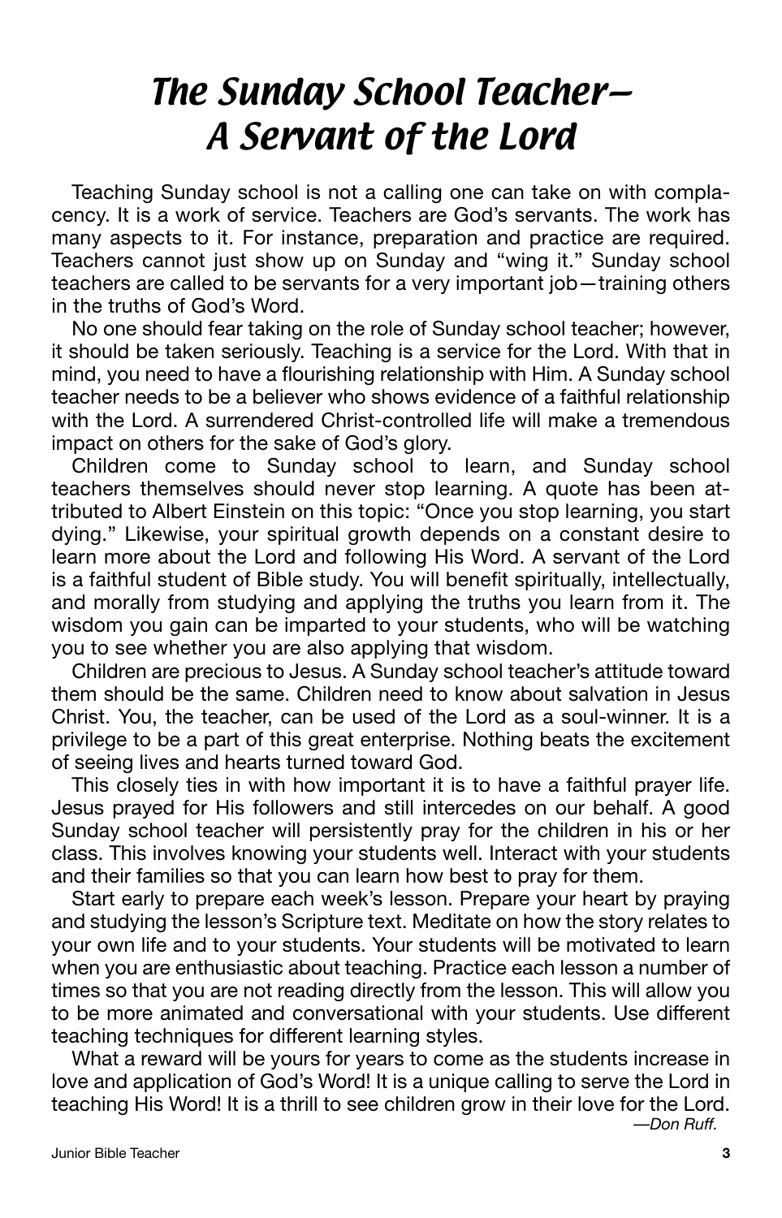# *The Sunday School Teacher— A Servant of the Lord*

Teaching Sunday school is not a calling one can take on with complacency. It is a work of service. Teachers are God's servants. The work has many aspects to it. For instance, preparation and practice are required. Teachers cannot just show up on Sunday and "wing it." Sunday school teachers are called to be servants for a very important job—training others in the truths of God's Word.

No one should fear taking on the role of Sunday school teacher; however, it should be taken seriously. Teaching is a service for the Lord. With that in mind, you need to have a flourishing relationship with Him. A Sunday school teacher needs to be a believer who shows evidence of a faithful relationship with the Lord. A surrendered Christ-controlled life will make a tremendous impact on others for the sake of God's glory.

Children come to Sunday school to learn, and Sunday school teachers themselves should never stop learning. A quote has been attributed to Albert Einstein on this topic: "Once you stop learning, you start dying." Likewise, your spiritual growth depends on a constant desire to learn more about the Lord and following His Word. A servant of the Lord is a faithful student of Bible study. You will benefit spiritually, intellectually, and morally from studying and applying the truths you learn from it. The wisdom you gain can be imparted to your students, who will be watching you to see whether you are also applying that wisdom.

Children are precious to Jesus. A Sunday school teacher's attitude toward them should be the same. Children need to know about salvation in Jesus Christ. You, the teacher, can be used of the Lord as a soul-winner. It is a privilege to be a part of this great enterprise. Nothing beats the excitement of seeing lives and hearts turned toward God.

This closely ties in with how important it is to have a faithful prayer life. Jesus prayed for His followers and still intercedes on our behalf. A good Sunday school teacher will persistently pray for the children in his or her class. This involves knowing your students well. Interact with your students and their families so that you can learn how best to pray for them.

Start early to prepare each week's lesson. Prepare your heart by praying and studying the lesson's Scripture text. Meditate on how the story relates to your own life and to your students. Your students will be motivated to learn when you are enthusiastic about teaching. Practice each lesson a number of times so that you are not reading directly from the lesson. This will allow you to be more animated and conversational with your students. Use different teaching techniques for different learning styles.

What a reward will be yours for years to come as the students increase in love and application of God's Word! It is a unique calling to serve the Lord in teaching His Word! It is a thrill to see children grow in their love for the Lord.

*—Don Ruff.*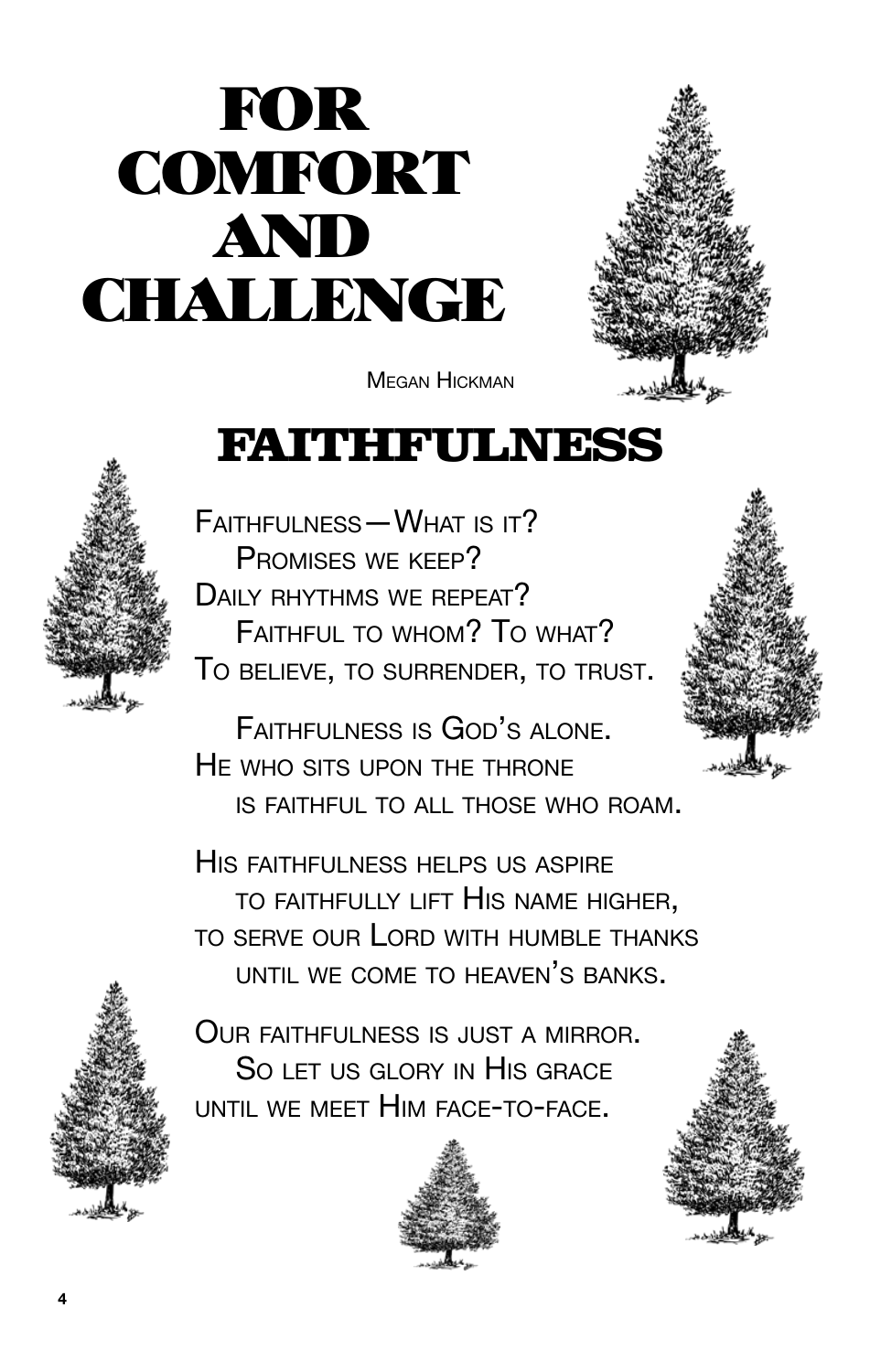# For Comfort and Challenge

Megan Hickman

## Faithfulness

Faithfulness—What is it?
Promises we keep?
Daily rhythms we repeat?
Faithful to whom? To what?
To believe, to surrender, to trust.

Faithfulness is God's alone.
He who sits upon the throne
is faithful to all those who roam.

His faithfulness helps us aspire
to faithfully lift His name higher,
to serve our Lord with humble thanks
until we come to heaven's banks.

Our faithfulness is just a mirror.
So let us glory in His grace
until we meet Him face-to-face.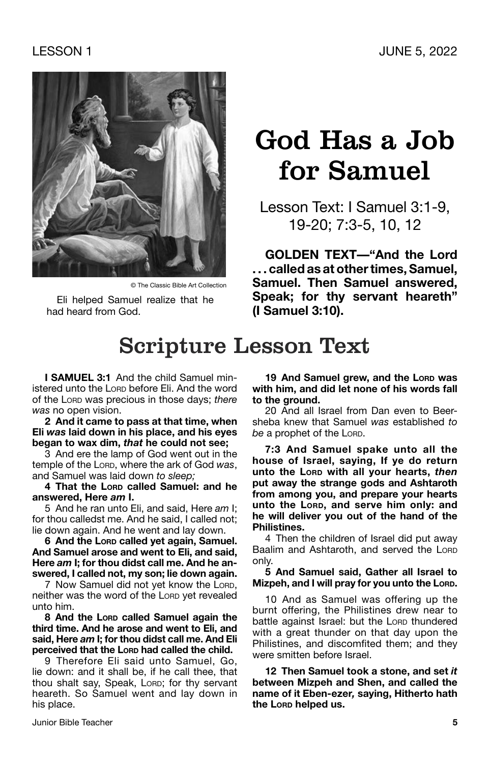# God Has a Job for Samuel

Lesson Text: I Samuel 3:1-9, 19-20; 7:3-5, 10, 12

**GOLDEN TEXT—"And the Lord . . . called as at other times, Samuel, Samuel. Then Samuel answered, Speak; for thy servant heareth" (I Samuel 3:10).**

© The Classic Bible Art Collection

Eli helped Samuel realize that he had heard from God.

## Scripture Lesson Text

**I SAMUEL 3:1** And the child Samuel ministered unto the LORD before Eli. And the word of the LORD was precious in those days; *there was* no open vision.

**2 And it came to pass at that time, when Eli *was* laid down in his place, and his eyes began to wax dim, *that* he could not see;**

3 And ere the lamp of God went out in the temple of the LORD, where the ark of God *was*, and Samuel was laid down *to sleep;*

**4 That the LORD called Samuel: and he answered, Here *am* I.**

5 And he ran unto Eli, and said, Here *am* I; for thou calledst me. And he said, I called not; lie down again. And he went and lay down.

**6 And the LORD called yet again, Samuel. And Samuel arose and went to Eli, and said, Here *am* I; for thou didst call me. And he answered, I called not, my son; lie down again.**

7 Now Samuel did not yet know the LORD, neither was the word of the LORD yet revealed unto him.

**8 And the LORD called Samuel again the third time. And he arose and went to Eli, and said, Here *am* I; for thou didst call me. And Eli perceived that the LORD had called the child.**

9 Therefore Eli said unto Samuel, Go, lie down: and it shall be, if he call thee, that thou shalt say, Speak, LORD; for thy servant heareth. So Samuel went and lay down in his place.

**19 And Samuel grew, and the LORD was with him, and did let none of his words fall to the ground.**

20 And all Israel from Dan even to Beer-sheba knew that Samuel *was* established *to be* a prophet of the LORD.

**7:3 And Samuel spake unto all the house of Israel, saying, If ye do return unto the LORD with all your hearts, *then* put away the strange gods and Ashtaroth from among you, and prepare your hearts unto the LORD, and serve him only: and he will deliver you out of the hand of the Philistines.**

4 Then the children of Israel did put away Baalim and Ashtaroth, and served the LORD only.

**5 And Samuel said, Gather all Israel to Mizpeh, and I will pray for you unto the LORD.**

10 And as Samuel was offering up the burnt offering, the Philistines drew near to battle against Israel: but the LORD thundered with a great thunder on that day upon the Philistines, and discomfited them; and they were smitten before Israel.

**12 Then Samuel took a stone, and set *it* between Mizpeh and Shen, and called the name of it Eben-ezer, saying, Hitherto hath the LORD helped us.**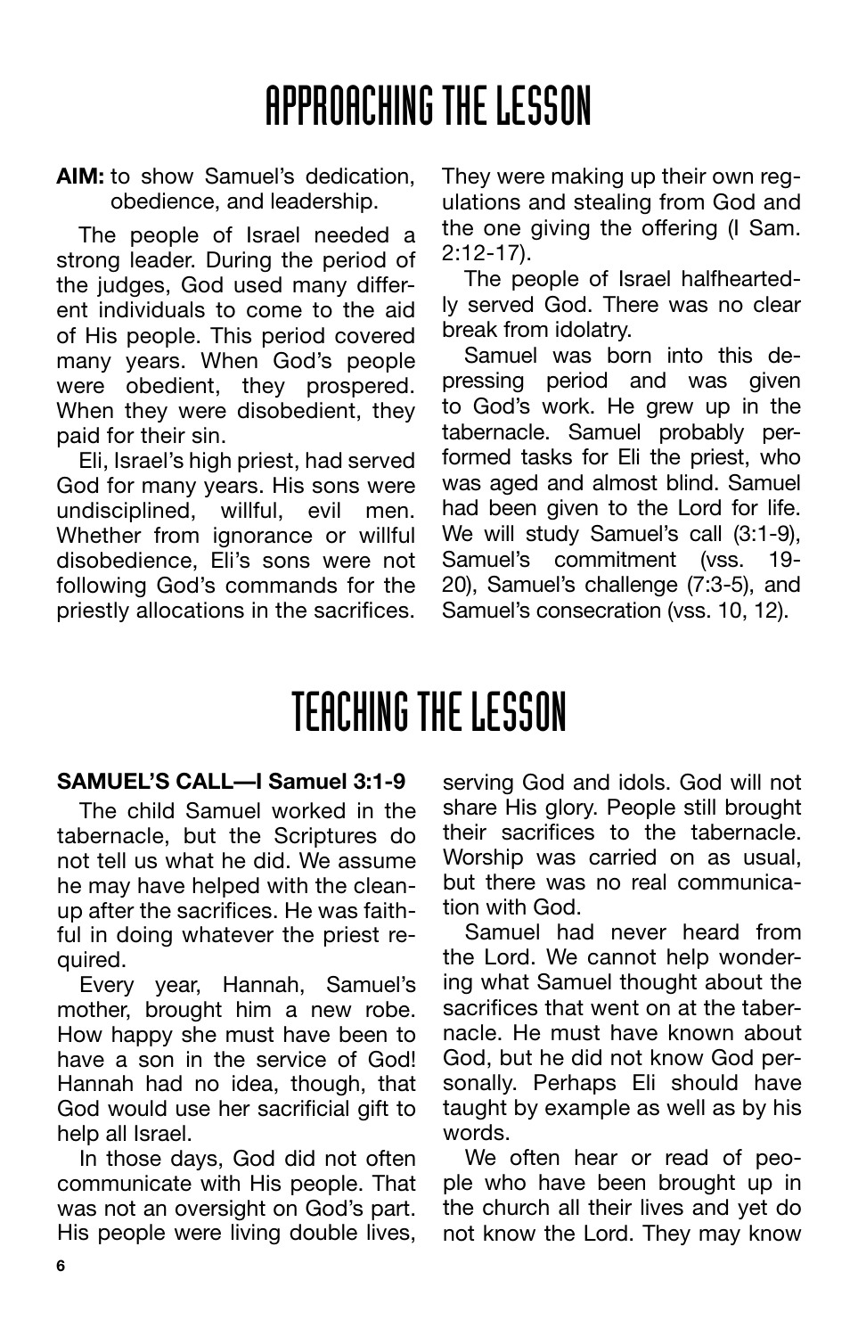# APPROACHING THE LESSON

**AIM:** to show Samuel's dedication, obedience, and leadership.

The people of Israel needed a strong leader. During the period of the judges, God used many different individuals to come to the aid of His people. This period covered many years. When God's people were obedient, they prospered. When they were disobedient, they paid for their sin.

Eli, Israel's high priest, had served God for many years. His sons were undisciplined, willful, evil men. Whether from ignorance or willful disobedience, Eli's sons were not following God's commands for the priestly allocations in the sacrifices. They were making up their own regulations and stealing from God and the one giving the offering (I Sam. 2:12-17).

The people of Israel halfheartedly served God. There was no clear break from idolatry.

Samuel was born into this depressing period and was given to God's work. He grew up in the tabernacle. Samuel probably performed tasks for Eli the priest, who was aged and almost blind. Samuel had been given to the Lord for life. We will study Samuel's call (3:1-9), Samuel's commitment (vss. 19-20), Samuel's challenge (7:3-5), and Samuel's consecration (vss. 10, 12).

# TEACHING THE LESSON

**SAMUEL'S CALL—I Samuel 3:1-9**

The child Samuel worked in the tabernacle, but the Scriptures do not tell us what he did. We assume he may have helped with the clean-up after the sacrifices. He was faithful in doing whatever the priest required.

Every year, Hannah, Samuel's mother, brought him a new robe. How happy she must have been to have a son in the service of God! Hannah had no idea, though, that God would use her sacrificial gift to help all Israel.

In those days, God did not often communicate with His people. That was not an oversight on God's part. His people were living double lives, serving God and idols. God will not share His glory. People still brought their sacrifices to the tabernacle. Worship was carried on as usual, but there was no real communication with God.

Samuel had never heard from the Lord. We cannot help wondering what Samuel thought about the sacrifices that went on at the tabernacle. He must have known about God, but he did not know God personally. Perhaps Eli should have taught by example as well as by his words.

We often hear or read of people who have been brought up in the church all their lives and yet do not know the Lord. They may know